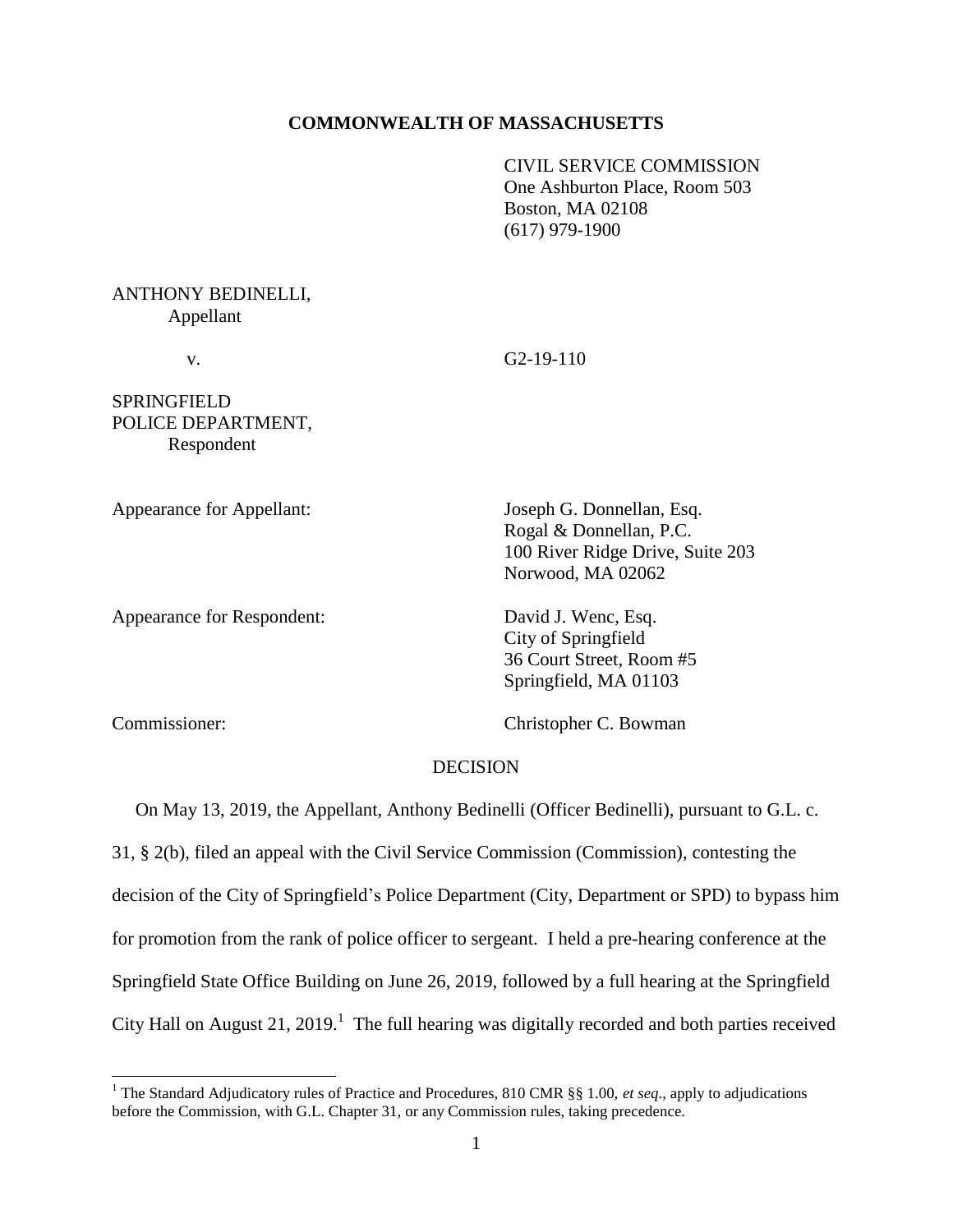**COMMONWEALTH OF MASSACHUSETTS**

CIVIL SERVICE COMMISSION
One Ashburton Place, Room 503
Boston, MA 02108
(617) 979-1900

ANTHONY BEDINELLI,
Appellant

v. G2-19-110

SPRINGFIELD
POLICE DEPARTMENT,
Respondent

Appearance for Appellant: Joseph G. Donnellan, Esq.
Rogal & Donnellan, P.C.
100 River Ridge Drive, Suite 203
Norwood, MA 02062

Appearance for Respondent: David J. Wenc, Esq.
City of Springfield
36 Court Street, Room #5
Springfield, MA 01103

Commissioner: Christopher C. Bowman

DECISION

On May 13, 2019, the Appellant, Anthony Bedinelli (Officer Bedinelli), pursuant to G.L. c. 31, § 2(b), filed an appeal with the Civil Service Commission (Commission), contesting the decision of the City of Springfield's Police Department (City, Department or SPD) to bypass him for promotion from the rank of police officer to sergeant. I held a pre-hearing conference at the Springfield State Office Building on June 26, 2019, followed by a full hearing at the Springfield City Hall on August 21, 2019.[1] The full hearing was digitally recorded and both parties received

[1] The Standard Adjudicatory rules of Practice and Procedures, 810 CMR §§ 1.00, *et seq*., apply to adjudications before the Commission, with G.L. Chapter 31, or any Commission rules, taking precedence.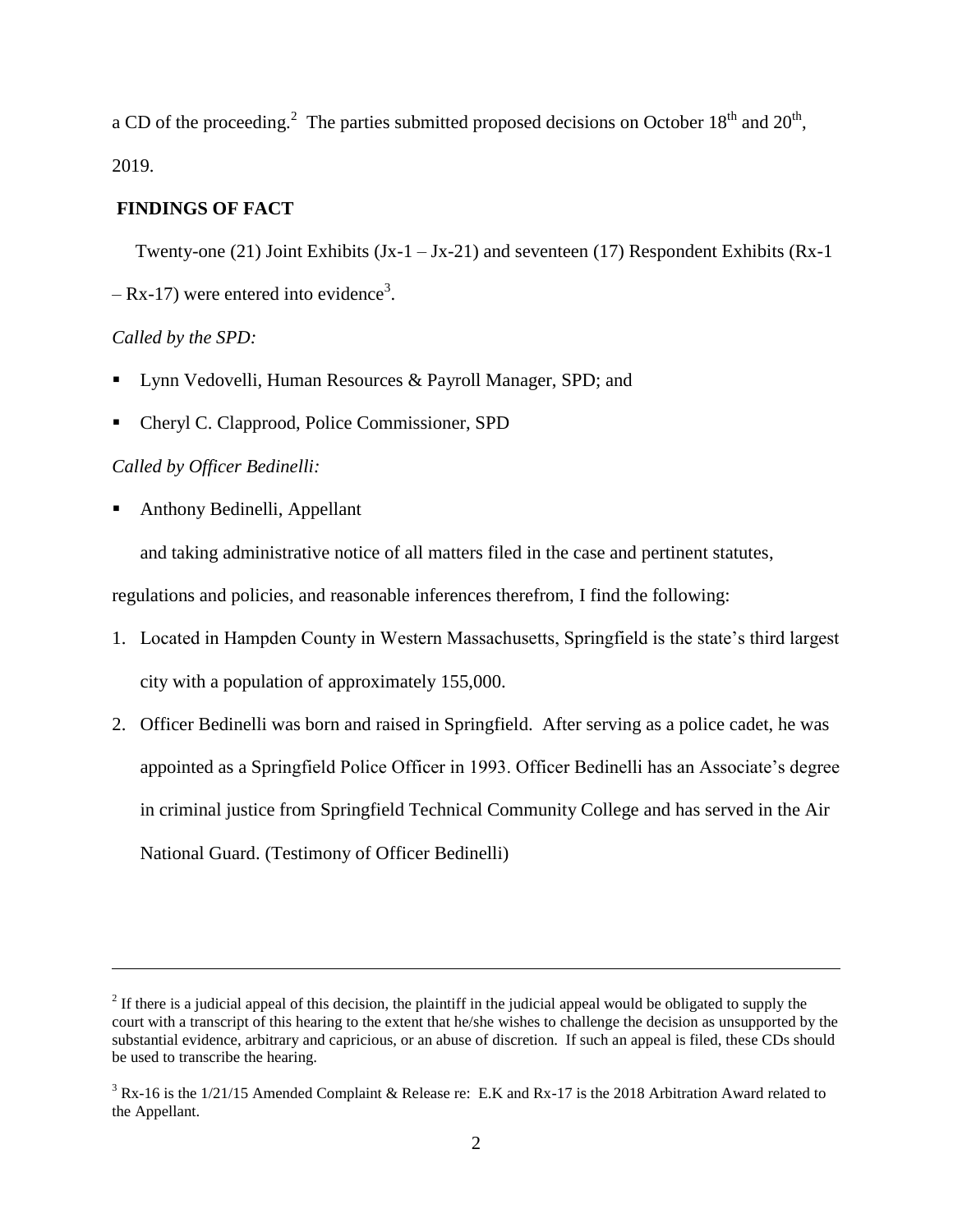a CD of the proceeding.[2] The parties submitted proposed decisions on October 18th and 20th, 2019.

## FINDINGS OF FACT

Twenty-one (21) Joint Exhibits (Jx-1 – Jx-21) and seventeen (17) Respondent Exhibits (Rx-1 – Rx-17) were entered into evidence[3].

*Called by the SPD:*

- Lynn Vedovelli, Human Resources & Payroll Manager, SPD; and
- Cheryl C. Clapprood, Police Commissioner, SPD

*Called by Officer Bedinelli:*

- Anthony Bedinelli, Appellant

and taking administrative notice of all matters filed in the case and pertinent statutes, regulations and policies, and reasonable inferences therefrom, I find the following:

1. Located in Hampden County in Western Massachusetts, Springfield is the state's third largest city with a population of approximately 155,000.
2. Officer Bedinelli was born and raised in Springfield. After serving as a police cadet, he was appointed as a Springfield Police Officer in 1993. Officer Bedinelli has an Associate's degree in criminal justice from Springfield Technical Community College and has served in the Air National Guard. (Testimony of Officer Bedinelli)

---

[2] If there is a judicial appeal of this decision, the plaintiff in the judicial appeal would be obligated to supply the court with a transcript of this hearing to the extent that he/she wishes to challenge the decision as unsupported by the substantial evidence, arbitrary and capricious, or an abuse of discretion. If such an appeal is filed, these CDs should be used to transcribe the hearing.

[3] Rx-16 is the 1/21/15 Amended Complaint & Release re: E.K and Rx-17 is the 2018 Arbitration Award related to the Appellant.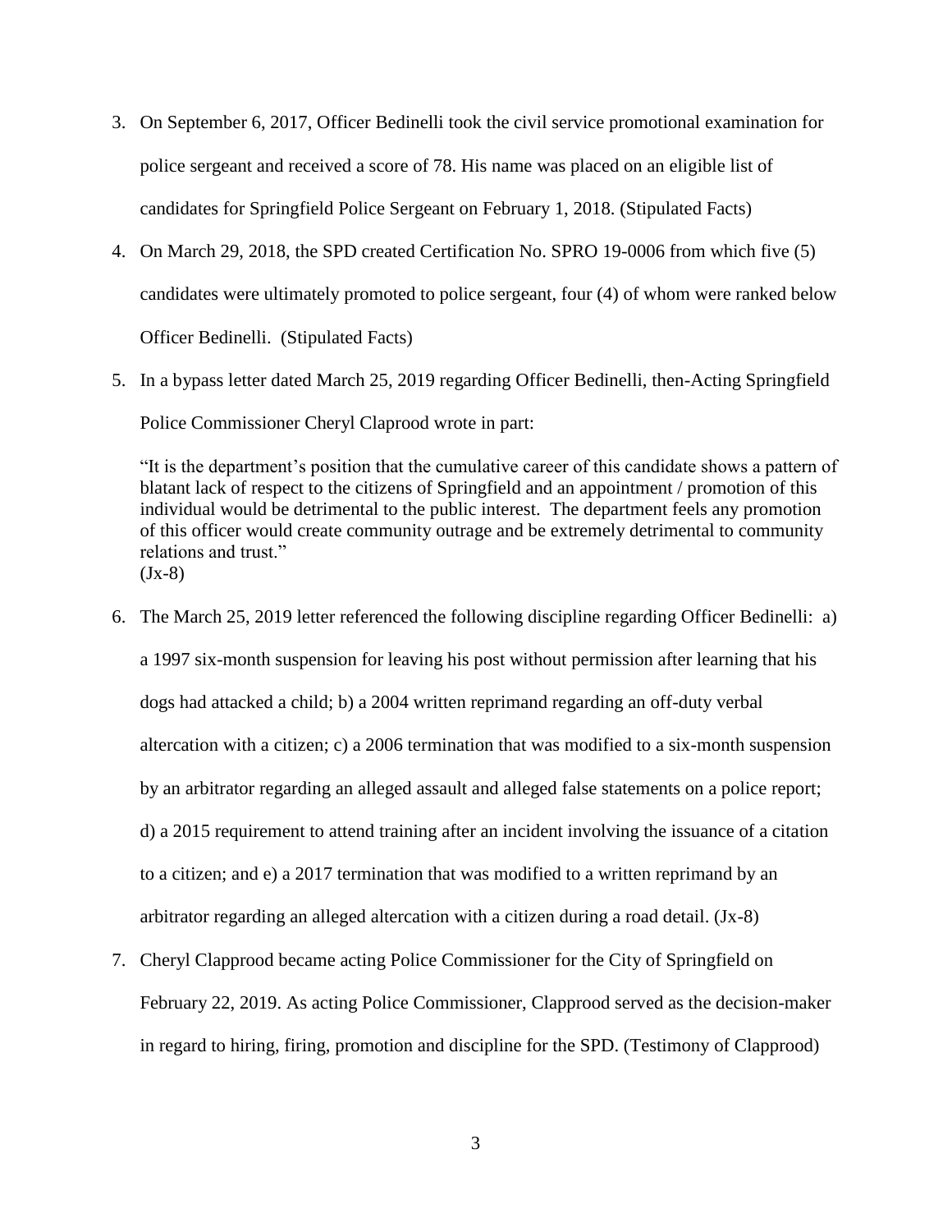3. On September 6, 2017, Officer Bedinelli took the civil service promotional examination for police sergeant and received a score of 78. His name was placed on an eligible list of candidates for Springfield Police Sergeant on February 1, 2018. (Stipulated Facts)

4. On March 29, 2018, the SPD created Certification No. SPRO 19-0006 from which five (5) candidates were ultimately promoted to police sergeant, four (4) of whom were ranked below Officer Bedinelli. (Stipulated Facts)

5. In a bypass letter dated March 25, 2019 regarding Officer Bedinelli, then-Acting Springfield Police Commissioner Cheryl Claprood wrote in part:

   "It is the department's position that the cumulative career of this candidate shows a pattern of blatant lack of respect to the citizens of Springfield and an appointment / promotion of this individual would be detrimental to the public interest. The department feels any promotion of this officer would create community outrage and be extremely detrimental to community relations and trust."
   (Jx-8)

6. The March 25, 2019 letter referenced the following discipline regarding Officer Bedinelli: a) a 1997 six-month suspension for leaving his post without permission after learning that his dogs had attacked a child; b) a 2004 written reprimand regarding an off-duty verbal altercation with a citizen; c) a 2006 termination that was modified to a six-month suspension by an arbitrator regarding an alleged assault and alleged false statements on a police report; d) a 2015 requirement to attend training after an incident involving the issuance of a citation to a citizen; and e) a 2017 termination that was modified to a written reprimand by an arbitrator regarding an alleged altercation with a citizen during a road detail. (Jx-8)

7. Cheryl Clapprood became acting Police Commissioner for the City of Springfield on February 22, 2019. As acting Police Commissioner, Clapprood served as the decision-maker in regard to hiring, firing, promotion and discipline for the SPD. (Testimony of Clapprood)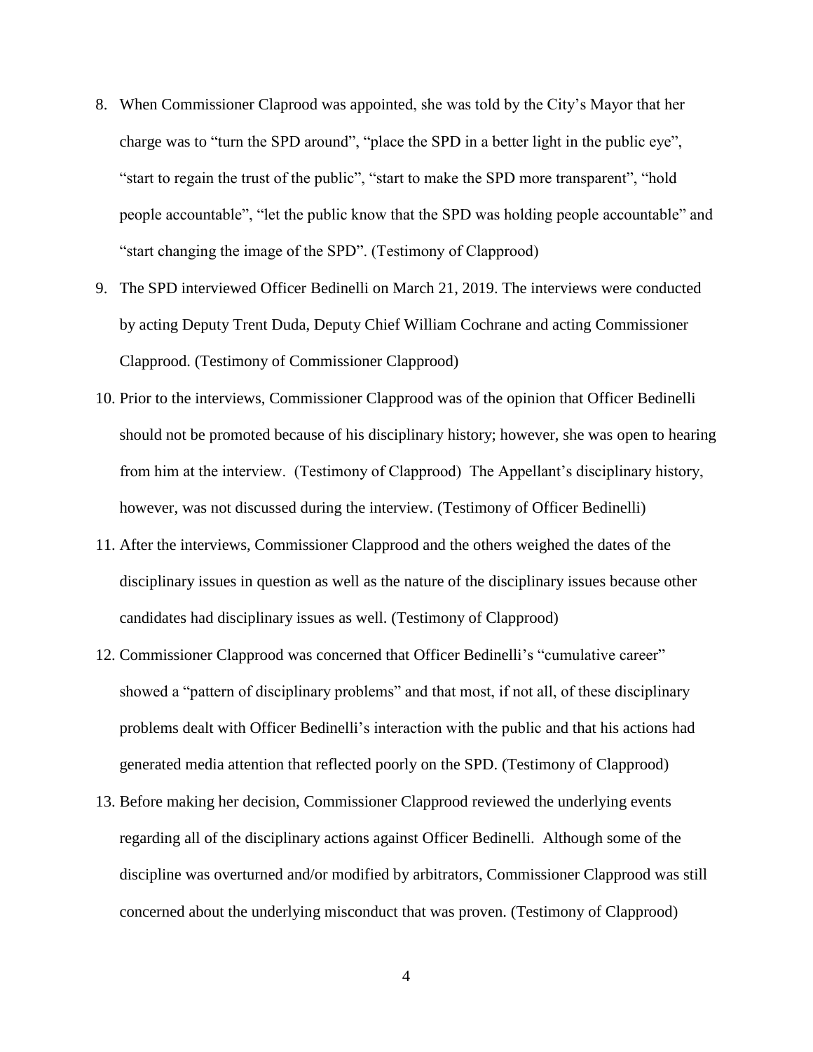8. When Commissioner Claprood was appointed, she was told by the City's Mayor that her charge was to "turn the SPD around", "place the SPD in a better light in the public eye", "start to regain the trust of the public", "start to make the SPD more transparent", "hold people accountable", "let the public know that the SPD was holding people accountable" and "start changing the image of the SPD". (Testimony of Clapprood)

9. The SPD interviewed Officer Bedinelli on March 21, 2019. The interviews were conducted by acting Deputy Trent Duda, Deputy Chief William Cochrane and acting Commissioner Clapprood. (Testimony of Commissioner Clapprood)

10. Prior to the interviews, Commissioner Clapprood was of the opinion that Officer Bedinelli should not be promoted because of his disciplinary history; however, she was open to hearing from him at the interview. (Testimony of Clapprood) The Appellant's disciplinary history, however, was not discussed during the interview. (Testimony of Officer Bedinelli)

11. After the interviews, Commissioner Clapprood and the others weighed the dates of the disciplinary issues in question as well as the nature of the disciplinary issues because other candidates had disciplinary issues as well. (Testimony of Clapprood)

12. Commissioner Clapprood was concerned that Officer Bedinelli's "cumulative career" showed a "pattern of disciplinary problems" and that most, if not all, of these disciplinary problems dealt with Officer Bedinelli's interaction with the public and that his actions had generated media attention that reflected poorly on the SPD. (Testimony of Clapprood)

13. Before making her decision, Commissioner Clapprood reviewed the underlying events regarding all of the disciplinary actions against Officer Bedinelli. Although some of the discipline was overturned and/or modified by arbitrators, Commissioner Clapprood was still concerned about the underlying misconduct that was proven. (Testimony of Clapprood)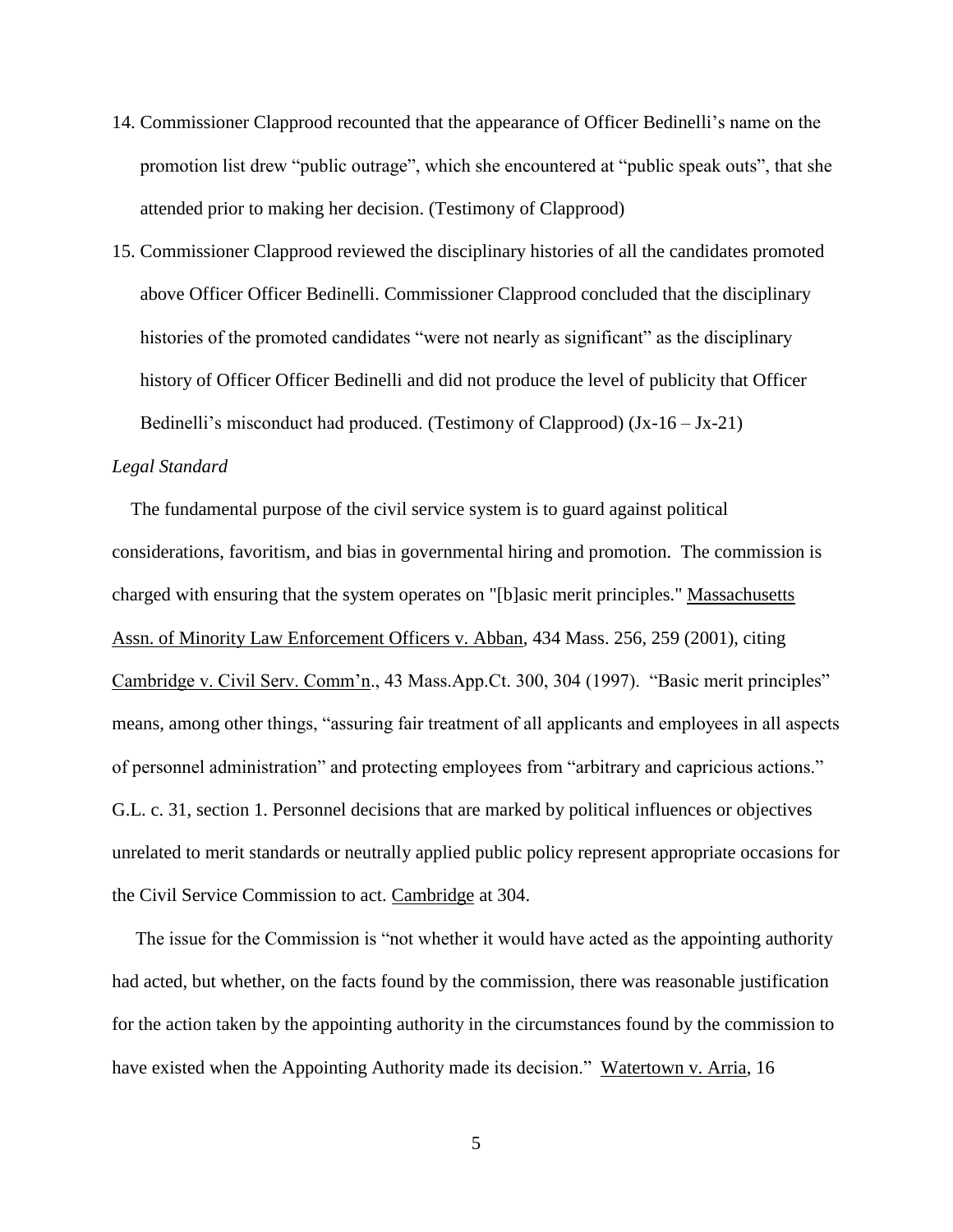14. Commissioner Clapprood recounted that the appearance of Officer Bedinelli's name on the promotion list drew "public outrage", which she encountered at "public speak outs", that she attended prior to making her decision. (Testimony of Clapprood)
15. Commissioner Clapprood reviewed the disciplinary histories of all the candidates promoted above Officer Officer Bedinelli. Commissioner Clapprood concluded that the disciplinary histories of the promoted candidates "were not nearly as significant" as the disciplinary history of Officer Officer Bedinelli and did not produce the level of publicity that Officer Bedinelli's misconduct had produced. (Testimony of Clapprood) (Jx-16 – Jx-21)

*Legal Standard*

The fundamental purpose of the civil service system is to guard against political considerations, favoritism, and bias in governmental hiring and promotion. The commission is charged with ensuring that the system operates on "[b]asic merit principles." Massachusetts Assn. of Minority Law Enforcement Officers v. Abban, 434 Mass. 256, 259 (2001), citing Cambridge v. Civil Serv. Comm'n., 43 Mass.App.Ct. 300, 304 (1997). "Basic merit principles" means, among other things, "assuring fair treatment of all applicants and employees in all aspects of personnel administration" and protecting employees from "arbitrary and capricious actions." G.L. c. 31, section 1. Personnel decisions that are marked by political influences or objectives unrelated to merit standards or neutrally applied public policy represent appropriate occasions for the Civil Service Commission to act. Cambridge at 304.

The issue for the Commission is "not whether it would have acted as the appointing authority had acted, but whether, on the facts found by the commission, there was reasonable justification for the action taken by the appointing authority in the circumstances found by the commission to have existed when the Appointing Authority made its decision." Watertown v. Arria, 16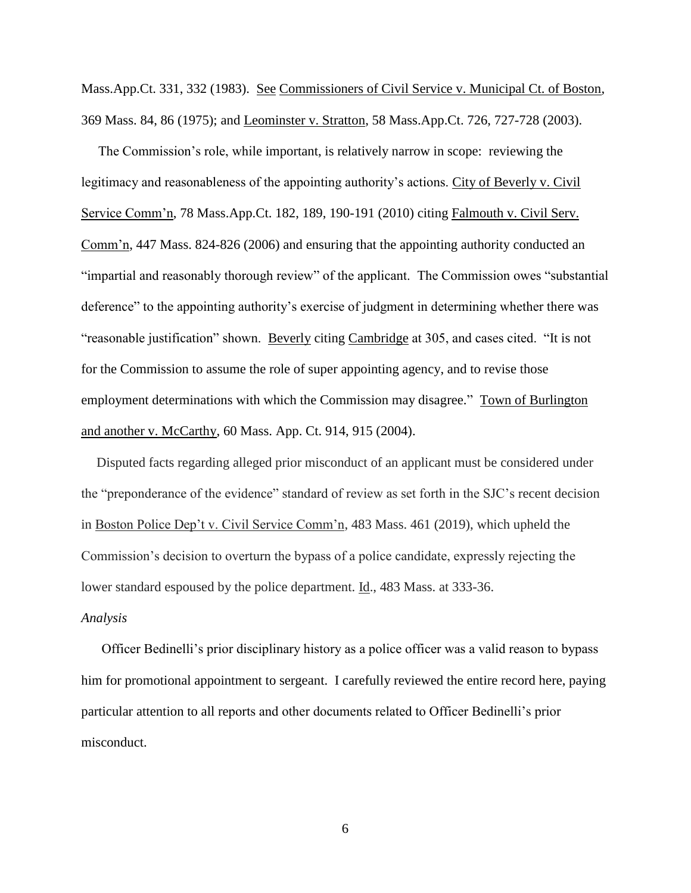Mass.App.Ct. 331, 332 (1983). See Commissioners of Civil Service v. Municipal Ct. of Boston, 369 Mass. 84, 86 (1975); and Leominster v. Stratton, 58 Mass.App.Ct. 726, 727-728 (2003).

The Commission's role, while important, is relatively narrow in scope: reviewing the legitimacy and reasonableness of the appointing authority's actions. City of Beverly v. Civil Service Comm'n, 78 Mass.App.Ct. 182, 189, 190-191 (2010) citing Falmouth v. Civil Serv. Comm'n, 447 Mass. 824-826 (2006) and ensuring that the appointing authority conducted an "impartial and reasonably thorough review" of the applicant. The Commission owes "substantial deference" to the appointing authority's exercise of judgment in determining whether there was "reasonable justification" shown. Beverly citing Cambridge at 305, and cases cited. "It is not for the Commission to assume the role of super appointing agency, and to revise those employment determinations with which the Commission may disagree." Town of Burlington and another v. McCarthy, 60 Mass. App. Ct. 914, 915 (2004).

Disputed facts regarding alleged prior misconduct of an applicant must be considered under the "preponderance of the evidence" standard of review as set forth in the SJC's recent decision in Boston Police Dep't v. Civil Service Comm'n, 483 Mass. 461 (2019), which upheld the Commission's decision to overturn the bypass of a police candidate, expressly rejecting the lower standard espoused by the police department. Id., 483 Mass. at 333-36.

*Analysis*

Officer Bedinelli's prior disciplinary history as a police officer was a valid reason to bypass him for promotional appointment to sergeant. I carefully reviewed the entire record here, paying particular attention to all reports and other documents related to Officer Bedinelli's prior misconduct.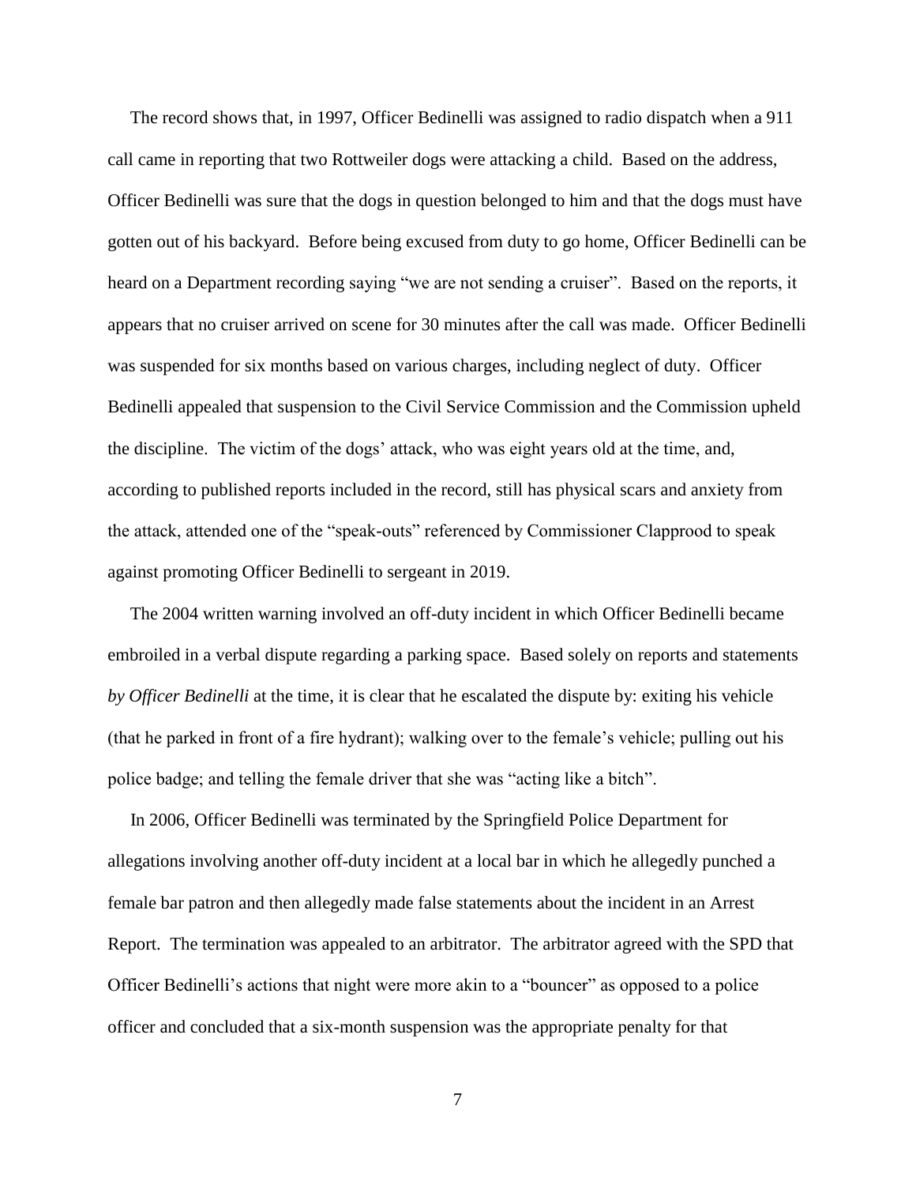The record shows that, in 1997, Officer Bedinelli was assigned to radio dispatch when a 911 call came in reporting that two Rottweiler dogs were attacking a child. Based on the address, Officer Bedinelli was sure that the dogs in question belonged to him and that the dogs must have gotten out of his backyard. Before being excused from duty to go home, Officer Bedinelli can be heard on a Department recording saying "we are not sending a cruiser". Based on the reports, it appears that no cruiser arrived on scene for 30 minutes after the call was made. Officer Bedinelli was suspended for six months based on various charges, including neglect of duty. Officer Bedinelli appealed that suspension to the Civil Service Commission and the Commission upheld the discipline. The victim of the dogs' attack, who was eight years old at the time, and, according to published reports included in the record, still has physical scars and anxiety from the attack, attended one of the "speak-outs" referenced by Commissioner Clapprood to speak against promoting Officer Bedinelli to sergeant in 2019.

The 2004 written warning involved an off-duty incident in which Officer Bedinelli became embroiled in a verbal dispute regarding a parking space. Based solely on reports and statements *by Officer Bedinelli* at the time, it is clear that he escalated the dispute by: exiting his vehicle (that he parked in front of a fire hydrant); walking over to the female's vehicle; pulling out his police badge; and telling the female driver that she was "acting like a bitch".

In 2006, Officer Bedinelli was terminated by the Springfield Police Department for allegations involving another off-duty incident at a local bar in which he allegedly punched a female bar patron and then allegedly made false statements about the incident in an Arrest Report. The termination was appealed to an arbitrator. The arbitrator agreed with the SPD that Officer Bedinelli's actions that night were more akin to a "bouncer" as opposed to a police officer and concluded that a six-month suspension was the appropriate penalty for that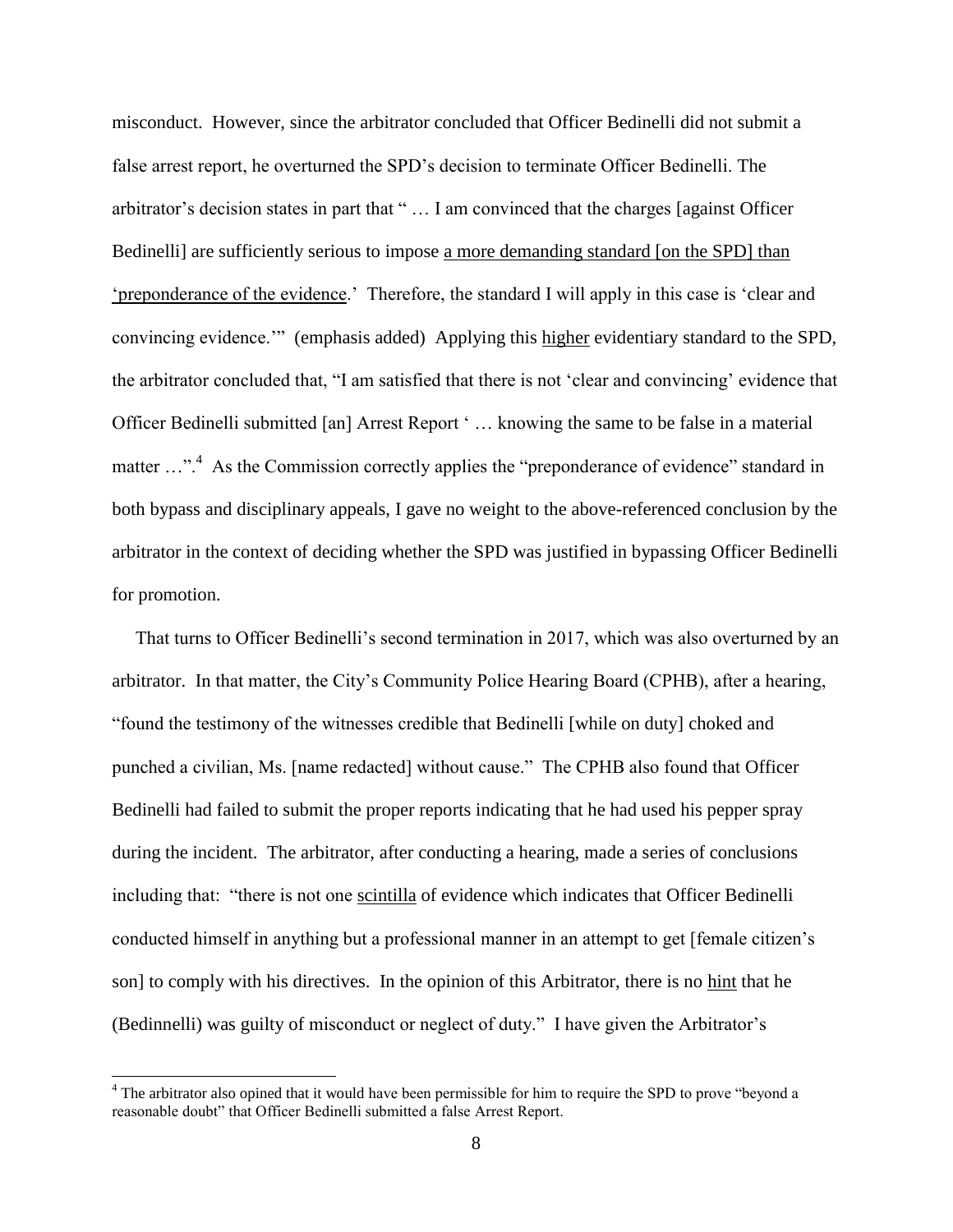misconduct. However, since the arbitrator concluded that Officer Bedinelli did not submit a false arrest report, he overturned the SPD's decision to terminate Officer Bedinelli. The arbitrator's decision states in part that " … I am convinced that the charges [against Officer Bedinelli] are sufficiently serious to impose <u>a more demanding standard [on the SPD] than 'preponderance of the evidence</u>.' Therefore, the standard I will apply in this case is 'clear and convincing evidence.'" (emphasis added) Applying this <u>higher</u> evidentiary standard to the SPD, the arbitrator concluded that, "I am satisfied that there is not 'clear and convincing' evidence that Officer Bedinelli submitted [an] Arrest Report ' … knowing the same to be false in a material matter …".[4] As the Commission correctly applies the "preponderance of evidence" standard in both bypass and disciplinary appeals, I gave no weight to the above-referenced conclusion by the arbitrator in the context of deciding whether the SPD was justified in bypassing Officer Bedinelli for promotion.

That turns to Officer Bedinelli's second termination in 2017, which was also overturned by an arbitrator. In that matter, the City's Community Police Hearing Board (CPHB), after a hearing, "found the testimony of the witnesses credible that Bedinelli [while on duty] choked and punched a civilian, Ms. [name redacted] without cause." The CPHB also found that Officer Bedinelli had failed to submit the proper reports indicating that he had used his pepper spray during the incident. The arbitrator, after conducting a hearing, made a series of conclusions including that: "there is not one <u>scintilla</u> of evidence which indicates that Officer Bedinelli conducted himself in anything but a professional manner in an attempt to get [female citizen's son] to comply with his directives. In the opinion of this Arbitrator, there is no <u>hint</u> that he (Bedinnelli) was guilty of misconduct or neglect of duty." I have given the Arbitrator's

---

[4] The arbitrator also opined that it would have been permissible for him to require the SPD to prove "beyond a reasonable doubt" that Officer Bedinelli submitted a false Arrest Report.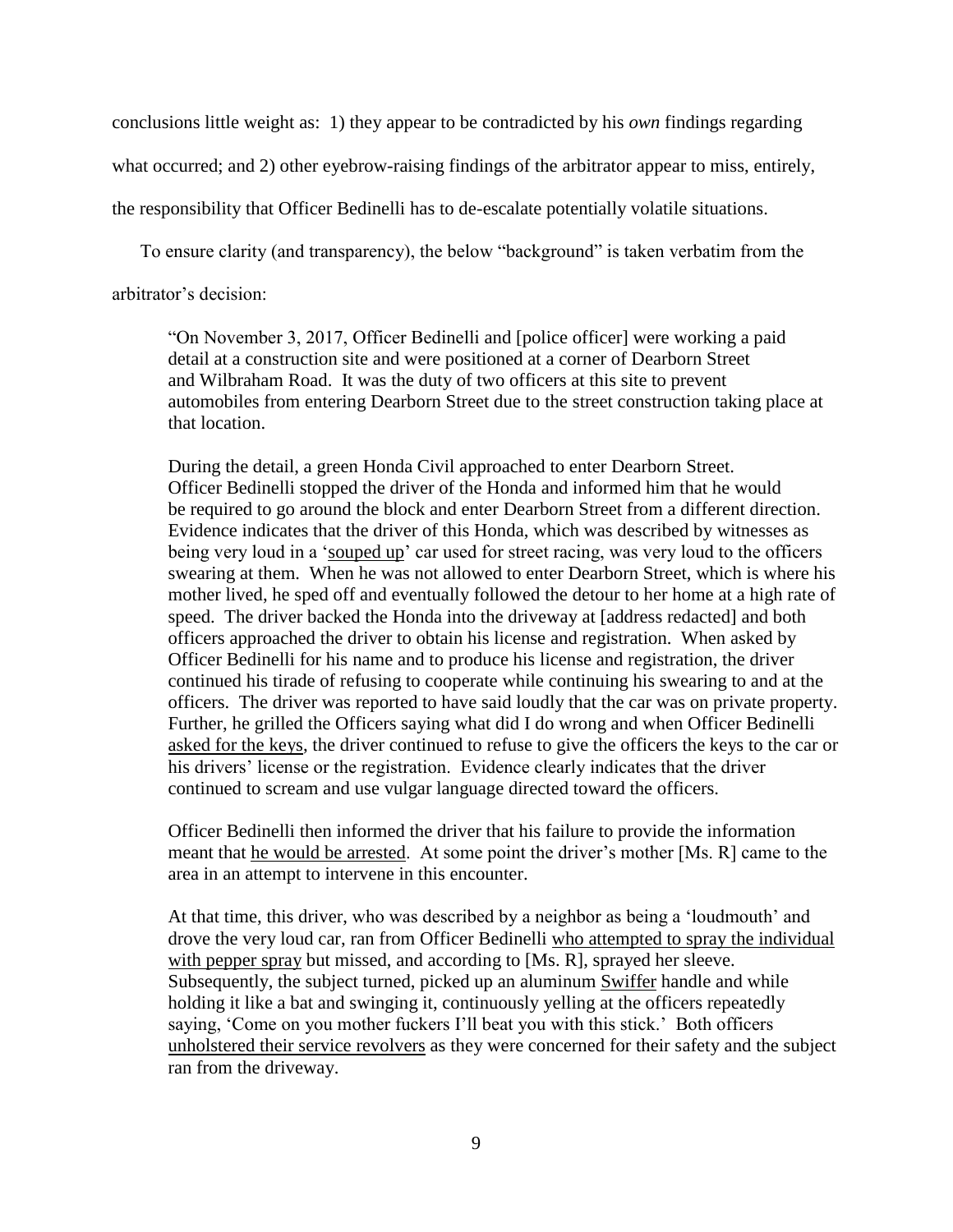conclusions little weight as: 1) they appear to be contradicted by his *own* findings regarding what occurred; and 2) other eyebrow-raising findings of the arbitrator appear to miss, entirely, the responsibility that Officer Bedinelli has to de-escalate potentially volatile situations.

To ensure clarity (and transparency), the below "background" is taken verbatim from the arbitrator's decision:

> "On November 3, 2017, Officer Bedinelli and [police officer] were working a paid detail at a construction site and were positioned at a corner of Dearborn Street and Wilbraham Road. It was the duty of two officers at this site to prevent automobiles from entering Dearborn Street due to the street construction taking place at that location.
>
> During the detail, a green Honda Civil approached to enter Dearborn Street. Officer Bedinelli stopped the driver of the Honda and informed him that he would be required to go around the block and enter Dearborn Street from a different direction. Evidence indicates that the driver of this Honda, which was described by witnesses as being very loud in a '<u>souped up</u>' car used for street racing, was very loud to the officers swearing at them. When he was not allowed to enter Dearborn Street, which is where his mother lived, he sped off and eventually followed the detour to her home at a high rate of speed. The driver backed the Honda into the driveway at [address redacted] and both officers approached the driver to obtain his license and registration. When asked by Officer Bedinelli for his name and to produce his license and registration, the driver continued his tirade of refusing to cooperate while continuing his swearing to and at the officers. The driver was reported to have said loudly that the car was on private property. Further, he grilled the Officers saying what did I do wrong and when Officer Bedinelli <u>asked for the keys</u>, the driver continued to refuse to give the officers the keys to the car or his drivers' license or the registration. Evidence clearly indicates that the driver continued to scream and use vulgar language directed toward the officers.
>
> Officer Bedinelli then informed the driver that his failure to provide the information meant that <u>he would be arrested</u>. At some point the driver's mother [Ms. R] came to the area in an attempt to intervene in this encounter.
>
> At that time, this driver, who was described by a neighbor as being a 'loudmouth' and drove the very loud car, ran from Officer Bedinelli <u>who attempted to spray the individual with pepper spray</u> but missed, and according to [Ms. R], sprayed her sleeve. Subsequently, the subject turned, picked up an aluminum <u>Swiffer</u> handle and while holding it like a bat and swinging it, continuously yelling at the officers repeatedly saying, 'Come on you mother fuckers I'll beat you with this stick.' Both officers <u>unholstered their service revolvers</u> as they were concerned for their safety and the subject ran from the driveway.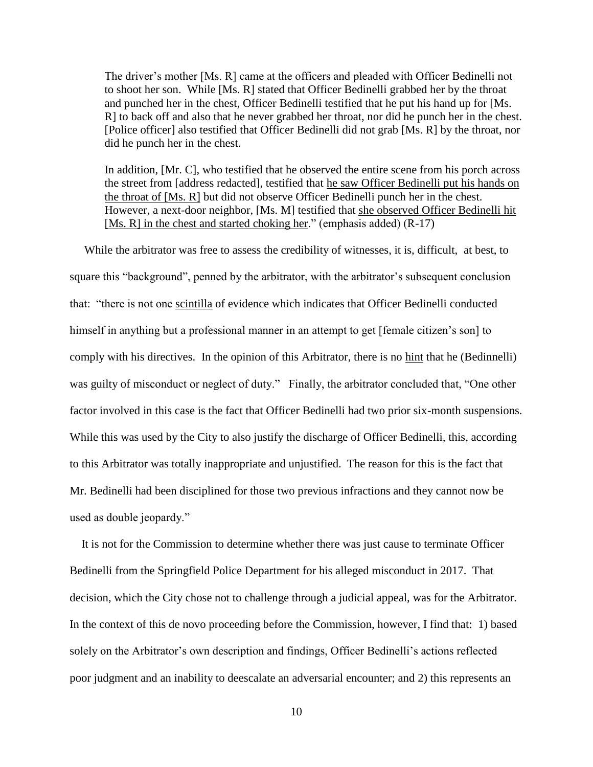> The driver's mother [Ms. R] came at the officers and pleaded with Officer Bedinelli not to shoot her son. While [Ms. R] stated that Officer Bedinelli grabbed her by the throat and punched her in the chest, Officer Bedinelli testified that he put his hand up for [Ms. R] to back off and also that he never grabbed her throat, nor did he punch her in the chest. [Police officer] also testified that Officer Bedinelli did not grab [Ms. R] by the throat, nor did he punch her in the chest.
>
> In addition, [Mr. C], who testified that he observed the entire scene from his porch across the street from [address redacted], testified that <u>he saw Officer Bedinelli put his hands on the throat of [Ms. R]</u> but did not observe Officer Bedinelli punch her in the chest. However, a next-door neighbor, [Ms. M] testified that <u>she observed Officer Bedinelli hit [Ms. R] in the chest and started choking her</u>." (emphasis added) (R-17)

While the arbitrator was free to assess the credibility of witnesses, it is, difficult, at best, to square this "background", penned by the arbitrator, with the arbitrator's subsequent conclusion that: "there is not one <u>scintilla</u> of evidence which indicates that Officer Bedinelli conducted himself in anything but a professional manner in an attempt to get [female citizen's son] to comply with his directives. In the opinion of this Arbitrator, there is no <u>hint</u> that he (Bedinnelli) was guilty of misconduct or neglect of duty." Finally, the arbitrator concluded that, "One other factor involved in this case is the fact that Officer Bedinelli had two prior six-month suspensions. While this was used by the City to also justify the discharge of Officer Bedinelli, this, according to this Arbitrator was totally inappropriate and unjustified. The reason for this is the fact that Mr. Bedinelli had been disciplined for those two previous infractions and they cannot now be used as double jeopardy."

It is not for the Commission to determine whether there was just cause to terminate Officer Bedinelli from the Springfield Police Department for his alleged misconduct in 2017. That decision, which the City chose not to challenge through a judicial appeal, was for the Arbitrator. In the context of this de novo proceeding before the Commission, however, I find that: 1) based solely on the Arbitrator's own description and findings, Officer Bedinelli's actions reflected poor judgment and an inability to deescalate an adversarial encounter; and 2) this represents an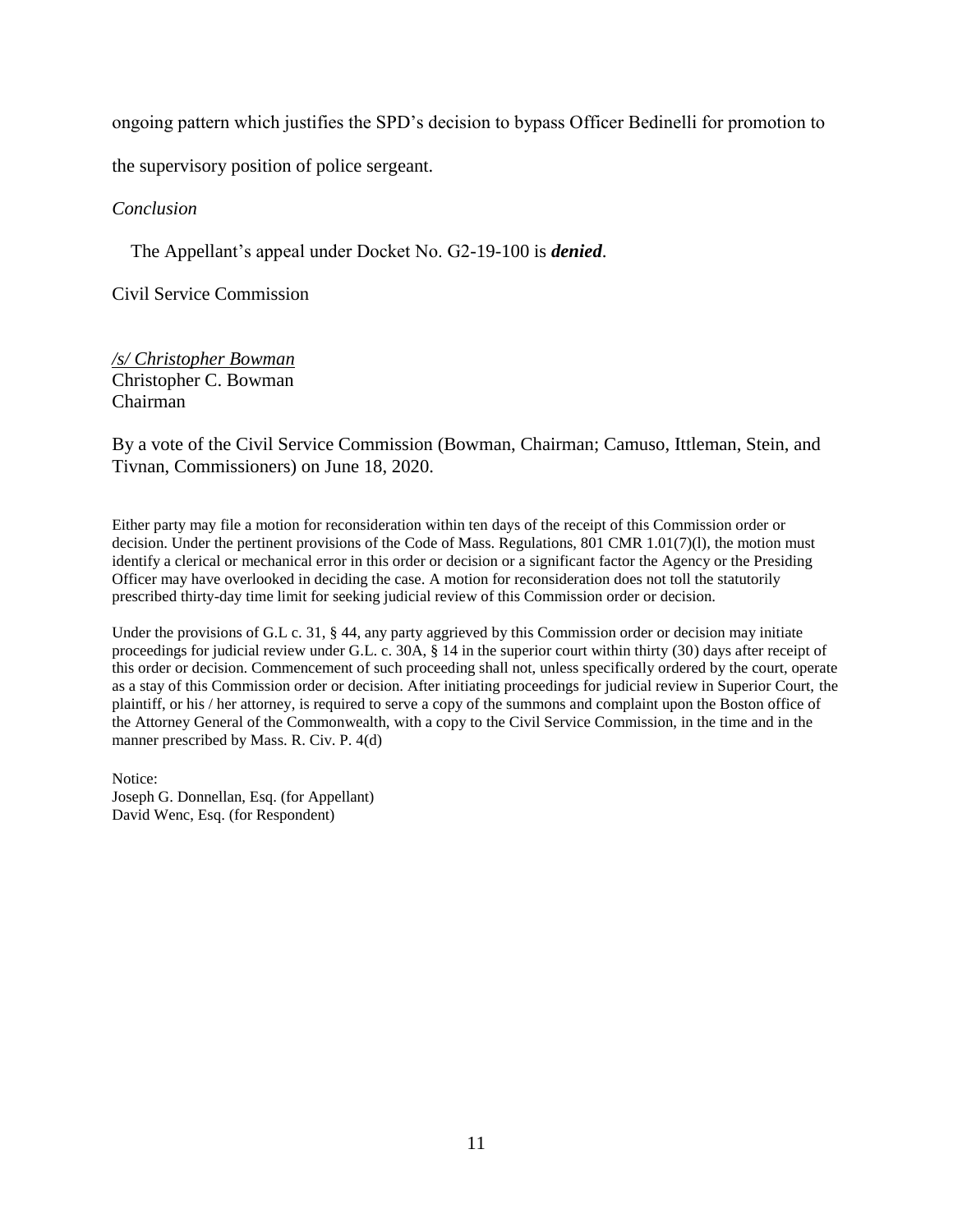ongoing pattern which justifies the SPD's decision to bypass Officer Bedinelli for promotion to the supervisory position of police sergeant.

*Conclusion*

The Appellant's appeal under Docket No. G2-19-100 is ***denied***.

Civil Service Commission

*/s/ Christopher Bowman*
Christopher C. Bowman
Chairman

By a vote of the Civil Service Commission (Bowman, Chairman; Camuso, Ittleman, Stein, and Tivnan, Commissioners) on June 18, 2020.

Either party may file a motion for reconsideration within ten days of the receipt of this Commission order or decision. Under the pertinent provisions of the Code of Mass. Regulations, 801 CMR 1.01(7)(l), the motion must identify a clerical or mechanical error in this order or decision or a significant factor the Agency or the Presiding Officer may have overlooked in deciding the case. A motion for reconsideration does not toll the statutorily prescribed thirty-day time limit for seeking judicial review of this Commission order or decision.

Under the provisions of G.L c. 31, § 44, any party aggrieved by this Commission order or decision may initiate proceedings for judicial review under G.L. c. 30A, § 14 in the superior court within thirty (30) days after receipt of this order or decision. Commencement of such proceeding shall not, unless specifically ordered by the court, operate as a stay of this Commission order or decision. After initiating proceedings for judicial review in Superior Court, the plaintiff, or his / her attorney, is required to serve a copy of the summons and complaint upon the Boston office of the Attorney General of the Commonwealth, with a copy to the Civil Service Commission, in the time and in the manner prescribed by Mass. R. Civ. P. 4(d)

Notice:
Joseph G. Donnellan, Esq. (for Appellant)
David Wenc, Esq. (for Respondent)